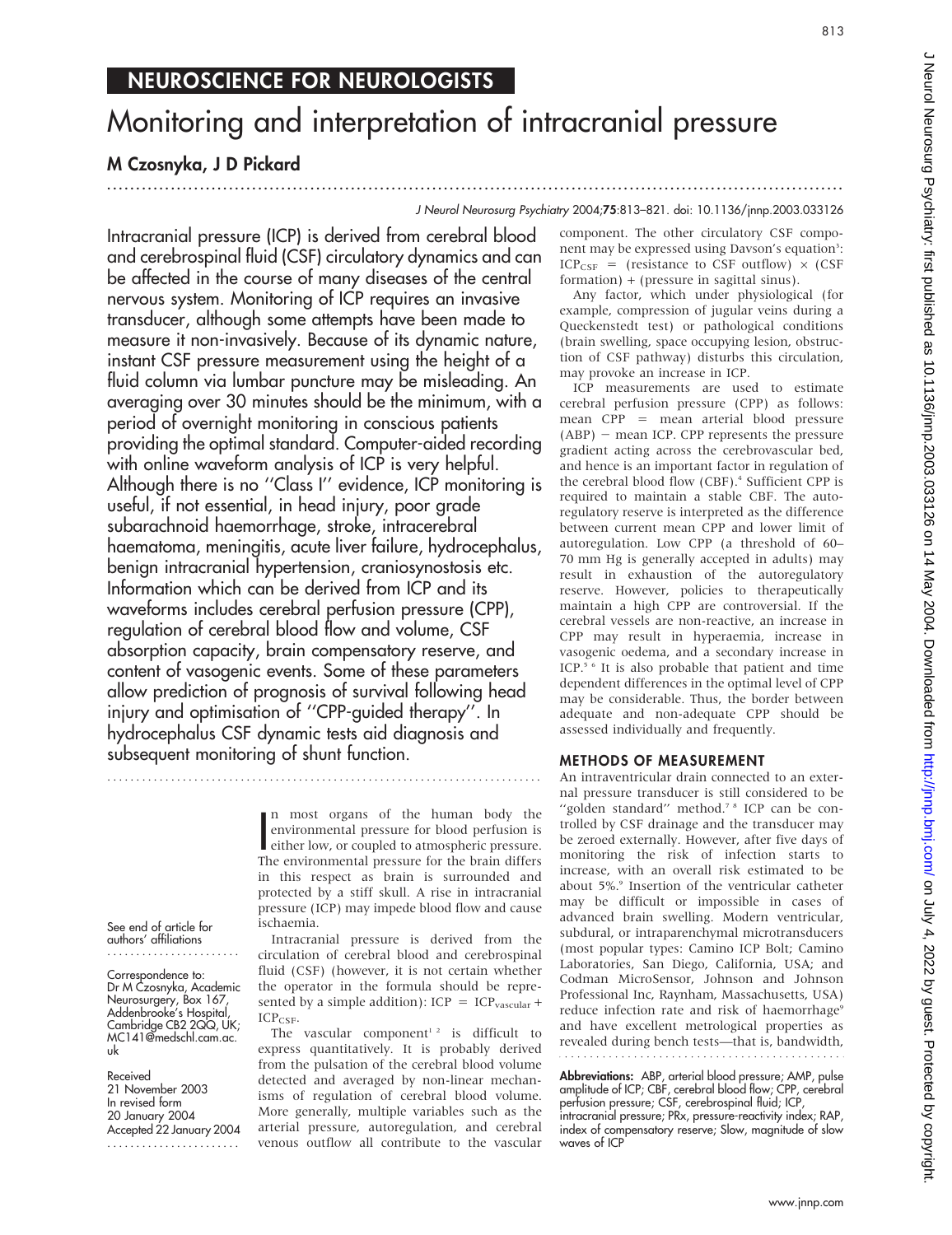## NEUROSCIENCE FOR NEUROLOGISTS

# Monitoring and interpretation of intracranial pressure

**M Czosnyka, J D Pickard**

*J Neurol Neurosurg Psychiatry* 2004;**75**:813–821. doi: 10.1136/jnnp.2003.033126

Intracranial pressure (ICP) is derived from cerebral blood and cerebrospinal fluid (CSF) circulatory dynamics and can be affected in the course of many diseases of the central nervous system. Monitoring of ICP requires an invasive transducer, although some attempts have been made to measure it non-invasively. Because of its dynamic nature, instant CSF pressure measurement using the height of a fluid column via lumbar puncture may be misleading. An averaging over 30 minutes should be the minimum, with a period of overnight monitoring in conscious patients providing the optimal standard. Computer-aided recording with online waveform analysis of ICP is very helpful. Although there is no "Class I" evidence, ICP monitoring is useful, if not essential, in head injury, poor grade subarachnoid haemorrhage, stroke, intracerebral haematoma, meningitis, acute liver failure, hydrocephalus, benign intracranial hypertension, craniosynostosis etc. Information which can be derived from ICP and its waveforms includes cerebral perfusion pressure (CPP), regulation of cerebral blood flow and volume, CSF absorption capacity, brain compensatory reserve, and content of vasogenic events. Some of these parameters allow prediction of prognosis of survival following head injury and optimisation of "CPP-guided therapy". In hydrocephalus CSF dynamic tests aid diagnosis and subsequent monitoring of shunt function.

See end of article for authors' affiliations

Correspondence to: Dr M Czosnyka, Academic Neurosurgery, Box 167, Addenbrooke's Hospital, Cambridge CB2 2QQ, UK; MC141@medschl.cam.ac.uk

Received 21 November 2003
In revised form 20 January 2004
Accepted 22 January 2004

In most organs of the human body the environmental pressure for blood perfusion is either low, or coupled to atmospheric pressure. The environmental pressure for the brain differs in this respect as brain is surrounded and protected by a stiff skull. A rise in intracranial pressure (ICP) may impede blood flow and cause ischaemia.

Intracranial pressure is derived from the circulation of cerebral blood and cerebrospinal fluid (CSF) (however, it is not certain whether the operator in the formula should be represented by a simple addition): $ICP = ICP_{vascular} + ICP_{CSF}$.

The vascular component[1,2] is difficult to express quantitatively. It is probably derived from the pulsation of the cerebral blood volume detected and averaged by non-linear mechanisms of regulation of cerebral blood volume. More generally, multiple variables such as the arterial pressure, autoregulation, and cerebral venous outflow all contribute to the vascular component. The other circulatory CSF component may be expressed using Davson's equation[3]: $ICP_{CSF}$ = (resistance to CSF outflow) × (CSF formation) + (pressure in sagittal sinus).

Any factor, which under physiological (for example, compression of jugular veins during a Queckenstedt test) or pathological conditions (brain swelling, space occupying lesion, obstruction of CSF pathway) disturbs this circulation, may provoke an increase in ICP.

ICP measurements are used to estimate cerebral perfusion pressure (CPP) as follows: mean CPP = mean arterial blood pressure (ABP) − mean ICP. CPP represents the pressure gradient acting across the cerebrovascular bed, and hence is an important factor in regulation of the cerebral blood flow (CBF).[4] Sufficient CPP is required to maintain a stable CBF. The autoregulatory reserve is interpreted as the difference between current mean CPP and lower limit of autoregulation. Low CPP (a threshold of 60–70 mm Hg is generally accepted in adults) may result in exhaustion of the autoregulatory reserve. However, policies to therapeutically maintain a high CPP are controversial. If the cerebral vessels are non-reactive, an increase in CPP may result in hyperaemia, increase in vasogenic oedema, and a secondary increase in ICP.[5,6] It is also probable that patient and time dependent differences in the optimal level of CPP may be considerable. Thus, the border between adequate and non-adequate CPP should be assessed individually and frequently.

### METHODS OF MEASUREMENT

An intraventricular drain connected to an external pressure transducer is still considered to be "golden standard" method.[7,8] ICP can be controlled by CSF drainage and the transducer may be zeroed externally. However, after five days of monitoring the risk of infection starts to increase, with an overall risk estimated to be about 5%.[9] Insertion of the ventricular catheter may be difficult or impossible in cases of advanced brain swelling. Modern ventricular, subdural, or intraparenchymal microtransducers (most popular types: Camino ICP Bolt; Camino Laboratories, San Diego, California, USA; and Codman MicroSensor, Johnson and Johnson Professional Inc, Raynham, Massachusetts, USA) reduce infection rate and risk of haemorrhage[9] and have excellent metrological properties as revealed during bench tests—that is, bandwidth,

**Abbreviations:** ABP, arterial blood pressure; AMP, pulse amplitude of ICP; CBF, cerebral blood flow; CPP, cerebral perfusion pressure; CSF, cerebrospinal fluid; ICP, intracranial pressure; PRx, pressure-reactivity index; RAP, index of compensatory reserve; Slow, magnitude of slow waves of ICP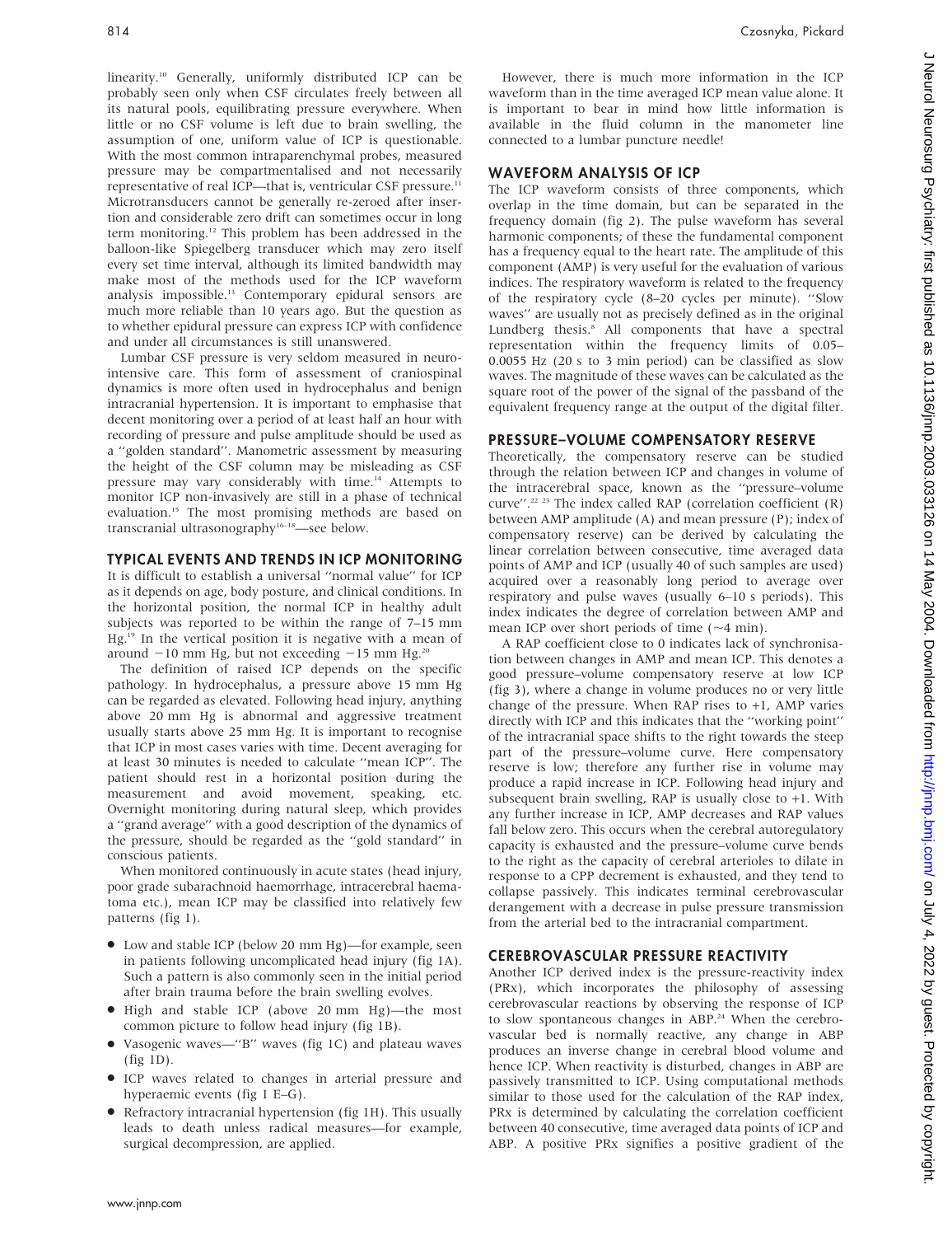linearity.[10] Generally, uniformly distributed ICP can be probably seen only when CSF circulates freely between all its natural pools, equilibrating pressure everywhere. When little or no CSF volume is left due to brain swelling, the assumption of one, uniform value of ICP is questionable. With the most common intraparenchymal probes, measured pressure may be compartmentalised and not necessarily representative of real ICP—that is, ventricular CSF pressure.[11] Microtransducers cannot be generally re-zeroed after insertion and considerable zero drift can sometimes occur in long term monitoring.[12] This problem has been addressed in the balloon-like Spiegelberg transducer which may zero itself every set time interval, although its limited bandwidth may make most of the methods used for the ICP waveform analysis impossible.[13] Contemporary epidural sensors are much more reliable than 10 years ago. But the question as to whether epidural pressure can express ICP with confidence and under all circumstances is still unanswered.

Lumbar CSF pressure is very seldom measured in neurointensive care. This form of assessment of craniospinal dynamics is more often used in hydrocephalus and benign intracranial hypertension. It is important to emphasise that decent monitoring over a period of at least half an hour with recording of pressure and pulse amplitude should be used as a "golden standard". Manometric assessment by measuring the height of the CSF column may be misleading as CSF pressure may vary considerably with time.[14] Attempts to monitor ICP non-invasively are still in a phase of technical evaluation.[15] The most promising methods are based on transcranial ultrasonography[16–18]—see below.

## TYPICAL EVENTS AND TRENDS IN ICP MONITORING

It is difficult to establish a universal "normal value" for ICP as it depends on age, body posture, and clinical conditions. In the horizontal position, the normal ICP in healthy adult subjects was reported to be within the range of 7–15 mm Hg.[19] In the vertical position it is negative with a mean of around −10 mm Hg, but not exceeding −15 mm Hg.[20]

The definition of raised ICP depends on the specific pathology. In hydrocephalus, a pressure above 15 mm Hg can be regarded as elevated. Following head injury, anything above 20 mm Hg is abnormal and aggressive treatment usually starts above 25 mm Hg. It is important to recognise that ICP in most cases varies with time. Decent averaging for at least 30 minutes is needed to calculate "mean ICP". The patient should rest in a horizontal position during the measurement and avoid movement, speaking, etc. Overnight monitoring during natural sleep, which provides a "grand average" with a good description of the dynamics of the pressure, should be regarded as the "gold standard" in conscious patients.

When monitored continuously in acute states (head injury, poor grade subarachnoid haemorrhage, intracerebral haematoma etc.), mean ICP may be classified into relatively few patterns (fig 1).

- Low and stable ICP (below 20 mm Hg)—for example, seen in patients following uncomplicated head injury (fig 1A). Such a pattern is also commonly seen in the initial period after brain trauma before the brain swelling evolves.
- High and stable ICP (above 20 mm Hg)—the most common picture to follow head injury (fig 1B).
- Vasogenic waves—"B" waves (fig 1C) and plateau waves (fig 1D).
- ICP waves related to changes in arterial pressure and hyperaemic events (fig 1 E–G).
- Refractory intracranial hypertension (fig 1H). This usually leads to death unless radical measures—for example, surgical decompression, are applied.

However, there is much more information in the ICP waveform than in the time averaged ICP mean value alone. It is important to bear in mind how little information is available in the fluid column in the manometer line connected to a lumbar puncture needle!

## WAVEFORM ANALYSIS OF ICP

The ICP waveform consists of three components, which overlap in the time domain, but can be separated in the frequency domain (fig 2). The pulse waveform has several harmonic components; of these the fundamental component has a frequency equal to the heart rate. The amplitude of this component (AMP) is very useful for the evaluation of various indices. The respiratory waveform is related to the frequency of the respiratory cycle (8–20 cycles per minute). "Slow waves" are usually not as precisely defined as in the original Lundberg thesis.[8] All components that have a spectral representation within the frequency limits of 0.05–0.0055 Hz (20 s to 3 min period) can be classified as slow waves. The magnitude of these waves can be calculated as the square root of the power of the signal of the passband of the equivalent frequency range at the output of the digital filter.

## PRESSURE–VOLUME COMPENSATORY RESERVE

Theoretically, the compensatory reserve can be studied through the relation between ICP and changes in volume of the intracerebral space, known as the "pressure–volume curve".[22,23] The index called RAP (correlation coefficient (R) between AMP amplitude (A) and mean pressure (P); index of compensatory reserve) can be derived by calculating the linear correlation between consecutive, time averaged data points of AMP and ICP (usually 40 of such samples are used) acquired over a reasonably long period to average over respiratory and pulse waves (usually 6–10 s periods). This index indicates the degree of correlation between AMP and mean ICP over short periods of time (~4 min).

A RAP coefficient close to 0 indicates lack of synchronisation between changes in AMP and mean ICP. This denotes a good pressure–volume compensatory reserve at low ICP (fig 3), where a change in volume produces no or very little change of the pressure. When RAP rises to +1, AMP varies directly with ICP and this indicates that the "working point" of the intracranial space shifts to the right towards the steep part of the pressure–volume curve. Here compensatory reserve is low; therefore any further rise in volume may produce a rapid increase in ICP. Following head injury and subsequent brain swelling, RAP is usually close to +1. With any further increase in ICP, AMP decreases and RAP values fall below zero. This occurs when the cerebral autoregulatory capacity is exhausted and the pressure–volume curve bends to the right as the capacity of cerebral arterioles to dilate in response to a CPP decrement is exhausted, and they tend to collapse passively. This indicates terminal cerebrovascular derangement with a decrease in pulse pressure transmission from the arterial bed to the intracranial compartment.

## CEREBROVASCULAR PRESSURE REACTIVITY

Another ICP derived index is the pressure-reactivity index (PRx), which incorporates the philosophy of assessing cerebrovascular reactions by observing the response of ICP to slow spontaneous changes in ABP.[24] When the cerebrovascular bed is normally reactive, any change in ABP produces an inverse change in cerebral blood volume and hence ICP. When reactivity is disturbed, changes in ABP are passively transmitted to ICP. Using computational methods similar to those used for the calculation of the RAP index, PRx is determined by calculating the correlation coefficient between 40 consecutive, time averaged data points of ICP and ABP. A positive PRx signifies a positive gradient of the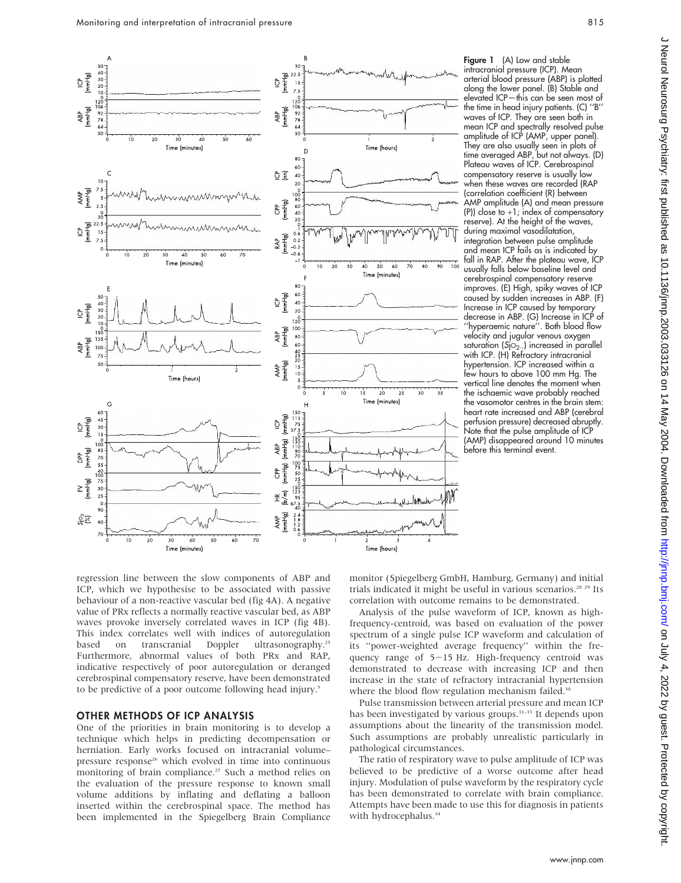**Figure 1** (A) Low and stable intracranial pressure (ICP). Mean arterial blood pressure (ABP) is plotted along the lower panel. (B) Stable and elevated ICP—this can be seen most of the time in head injury patients. (C) "B" waves of ICP. They are seen both in mean ICP and spectrally resolved pulse amplitude of ICP (AMP, upper panel). They are also usually seen in plots of time averaged ABP, but not always. (D) Plateau waves of ICP. Cerebrospinal compensatory reserve is usually low when these waves are recorded (RAP (correlation coefficient (R) between AMP amplitude (A) and mean pressure (P)) close to +1; index of compensatory reserve). At the height of the waves, during maximal vasodilatation, integration between pulse amplitude and mean ICP fails as is indicated by fall in RAP. After the plateau wave, ICP usually falls below baseline level and cerebrospinal compensatory reserve improves. (E) High, spiky waves of ICP caused by sudden increases in ABP. (F) Increase in ICP caused by temporary decrease in ABP. (G) Increase in ICP of "hyperaemic nature". Both blood flow velocity and jugular venous oxygen saturation ($SjO_2$) increased in parallel with ICP. (H) Refractory intracranial hypertension. ICP increased within a few hours to above 100 mm Hg. The vertical line denotes the moment when the ischaemic wave probably reached the vasomotor centres in the brain stem: heart rate increased and ABP (cerebral perfusion pressure) decreased abruptly. Note that the pulse amplitude of ICP (AMP) disappeared around 10 minutes before this terminal event.

regression line between the slow components of ABP and ICP, which we hypothesise to be associated with passive behaviour of a non-reactive vascular bed (fig 4A). A negative value of PRx reflects a normally reactive vascular bed, as ABP waves provoke inversely correlated waves in ICP (fig 4B). This index correlates well with indices of autoregulation based on transcranial Doppler ultrasonography.[25] Furthermore, abnormal values of both PRx and RAP, indicative respectively of poor autoregulation or deranged cerebrospinal compensatory reserve, have been demonstrated to be predictive of a poor outcome following head injury.[5]

## OTHER METHODS OF ICP ANALYSIS

One of the priorities in brain monitoring is to develop a technique which helps in predicting decompensation or herniation. Early works focused on intracranial volume–pressure response[26] which evolved in time into continuous monitoring of brain compliance.[27] Such a method relies on the evaluation of the pressure response to known small volume additions by inflating and deflating a balloon inserted within the cerebrospinal space. The method has been implemented in the Spiegelberg Brain Compliance monitor (Spiegelberg GmbH, Hamburg, Germany) and initial trials indicated it might be useful in various scenarios.[28 29] Its correlation with outcome remains to be demonstrated.

Analysis of the pulse waveform of ICP, known as high-frequency-centroid, was based on evaluation of the power spectrum of a single pulse ICP waveform and calculation of its "power-weighted average frequency" within the frequency range of 5–15 Hz. High-frequency centroid was demonstrated to decrease with increasing ICP and then increase in the state of refractory intracranial hypertension where the blood flow regulation mechanism failed.[30]

Pulse transmission between arterial pressure and mean ICP has been investigated by various groups.[31–33] It depends upon assumptions about the linearity of the transmission model. Such assumptions are probably unrealistic particularly in pathological circumstances.

The ratio of respiratory wave to pulse amplitude of ICP was believed to be predictive of a worse outcome after head injury. Modulation of pulse waveform by the respiratory cycle has been demonstrated to correlate with brain compliance. Attempts have been made to use this for diagnosis in patients with hydrocephalus.[34]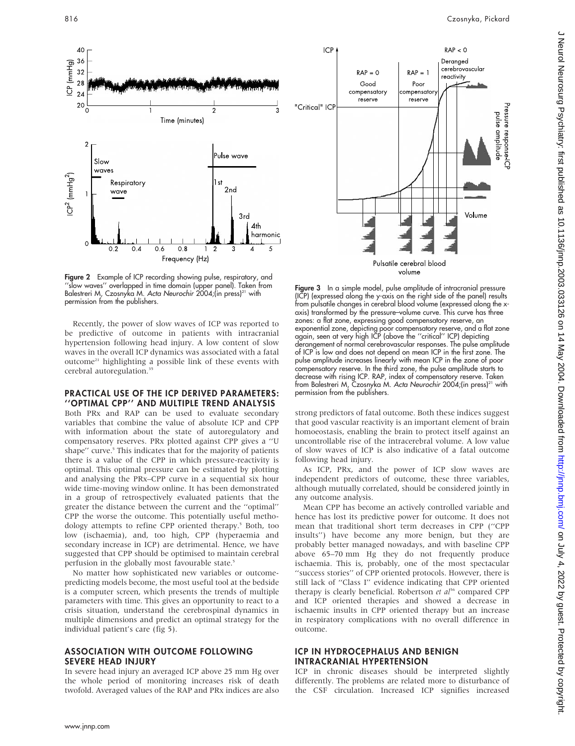ICP (mm Hg)

40
36
32
28
24
20

0 1 2 3

Time (minutes)

ICP² (mmHg²)

2
1
0

Slow waves

Respiratory wave

Pulse wave

1st
2nd
3rd
4th harmonic

0.2 0.4 0.6 0.8 1 2 3 4 5

Frequency (Hz)

**Figure 2** Example of ICP recording showing pulse, respiratory, and "slow waves" overlapped in time domain (upper panel). Taken from Balestreri M, Czosnyka M. *Acta Neurochir* 2004;(in press)[21] with permission from the publishers.

ICP

"Critical" ICP

RAP = 0 Good compensatory reserve

RAP = 1 Poor compensatory reserve

RAP < 0 Deranged cerebrovascular reactivity

Pressure response-ICP pulse amplitude

Volume

Pulsatile cerebral blood volume

**Figure 3** In a simple model, pulse amplitude of intracranial pressure (ICP) (expressed along the y-axis on the right side of the panel) results from pulsatile changes in cerebral blood volume (expressed along the x-axis) transformed by the pressure–volume curve. This curve has three zones: a flat zone, expressing good compensatory reserve, an exponential zone, depicting poor compensatory reserve, and a flat zone again, seen at very high ICP (above the "critical" ICP) depicting derangement of normal cerebrovascular responses. The pulse amplitude of ICP is low and does not depend on mean ICP in the first zone. The pulse amplitude increases linearly with mean ICP in the zone of poor compensatory reserve. In the third zone, the pulse amplitude starts to decrease with rising ICP. RAP, index of compensatory reserve. Taken from Balestreri M, Czosnyka M. *Acta Neurochir* 2004;(in press)[21] with permission from the publishers.

Recently, the power of slow waves of ICP was reported to be predictive of outcome in patients with intracranial hypertension following head injury. A low content of slow waves in the overall ICP dynamics was associated with a fatal outcome[21] highlighting a possible link of these events with cerebral autoregulation.[35]

## PRACTICAL USE OF THE ICP DERIVED PARAMETERS: "OPTIMAL CPP" AND MULTIPLE TREND ANALYSIS

Both PRx and RAP can be used to evaluate secondary variables that combine the value of absolute ICP and CPP with information about the state of autoregulatory and compensatory reserves. PRx plotted against CPP gives a "U shape" curve.[5] This indicates that for the majority of patients there is a value of the CPP in which pressure-reactivity is optimal. This optimal pressure can be estimated by plotting and analysing the PRx–CPP curve in a sequential six hour wide time-moving window online. It has been demonstrated in a group of retrospectively evaluated patients that the greater the distance between the current and the "optimal" CPP the worse the outcome. This potentially useful methodology attempts to refine CPP oriented therapy.[5] Both, too low (ischaemia), and, too high, CPP (hyperaemia and secondary increase in ICP) are detrimental. Hence, we have suggested that CPP should be optimised to maintain cerebral perfusion in the globally most favourable state.[5]

No matter how sophisticated new variables or outcome-predicting models become, the most useful tool at the bedside is a computer screen, which presents the trends of multiple parameters with time. This gives an opportunity to react to a crisis situation, understand the cerebrospinal dynamics in multiple dimensions and predict an optimal strategy for the individual patient's care (fig 5).

## ASSOCIATION WITH OUTCOME FOLLOWING SEVERE HEAD INJURY

In severe head injury an averaged ICP above 25 mm Hg over the whole period of monitoring increases risk of death twofold. Averaged values of the RAP and PRx indices are also strong predictors of fatal outcome. Both these indices suggest that good vascular reactivity is an important element of brain homoeostasis, enabling the brain to protect itself against an uncontrollable rise of the intracerebral volume. A low value of slow waves of ICP is also indicative of a fatal outcome following head injury.

As ICP, PRx, and the power of ICP slow waves are independent predictors of outcome, these three variables, although mutually correlated, should be considered jointly in any outcome analysis.

Mean CPP has become an actively controlled variable and hence has lost its predictive power for outcome. It does not mean that traditional short term decreases in CPP ("CPP insults") have become any more benign, but they are probably better managed nowadays, and with baseline CPP above 65–70 mm Hg they do not frequently produce ischaemia. This is, probably, one of the most spectacular "success stories" of CPP oriented protocols. However, there is still lack of "Class I" evidence indicating that CPP oriented therapy is clearly beneficial. Robertson *et al*[36] compared CPP and ICP oriented therapies and showed a decrease in ischaemic insults in CPP oriented therapy but an increase in respiratory complications with no overall difference in outcome.

## ICP IN HYDROCEPHALUS AND BENIGN INTRACRANIAL HYPERTENSION

ICP in chronic diseases should be interpreted slightly differently. The problems are related more to disturbance of the CSF circulation. Increased ICP signifies increased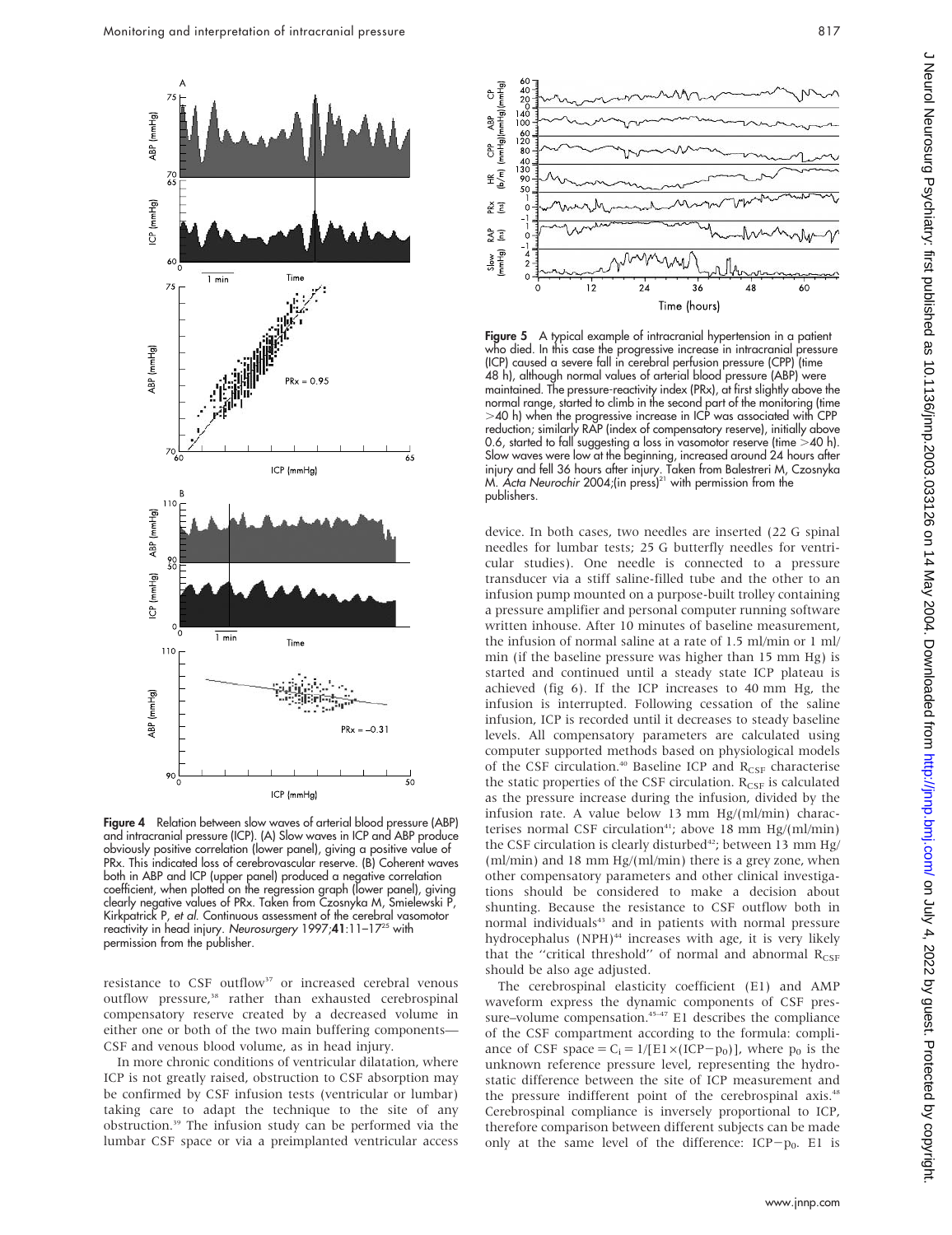**Figure 4** Relation between slow waves of arterial blood pressure (ABP) and intracranial pressure (ICP). (A) Slow waves in ICP and ABP produce obviously positive correlation (lower panel), giving a positive value of PRx. This indicated loss of cerebrovascular reserve. (B) Coherent waves both in ABP and ICP (upper panel) produced a negative correlation coefficient, when plotted on the regression graph (lower panel), giving clearly negative values of PRx. Taken from Czosnyka M, Smielewski P, Kirkpatrick P, *et al*. Continuous assessment of the cerebral vasomotor reactivity in head injury. *Neurosurgery* 1997;**41**:11–17[25] with permission from the publisher.

**Figure 5** A typical example of intracranial hypertension in a patient who died. In this case the progressive increase in intracranial pressure (ICP) caused a severe fall in cerebral perfusion pressure (CPP) (time 48 h), although normal values of arterial blood pressure (ABP) were maintained. The pressure-reactivity index (PRx), at first slightly above the normal range, started to climb in the second part of the monitoring (time >40 h) when the progressive increase in ICP was associated with CPP reduction; similarly RAP (index of compensatory reserve), initially above 0.6, started to fall suggesting a loss in vasomotor reserve (time >40 h). Slow waves were low at the beginning, increased around 24 hours after injury and fell 36 hours after injury. Taken from Balestreri M, Czosnyka M. *Acta Neurochir* 2004;(in press)[21] with permission from the publishers.

resistance to CSF outflow[37] or increased cerebral venous outflow pressure,[38] rather than exhausted cerebrospinal compensatory reserve created by a decreased volume in either one or both of the two main buffering components—CSF and venous blood volume, as in head injury.

In more chronic conditions of ventricular dilatation, where ICP is not greatly raised, obstruction to CSF absorption may be confirmed by CSF infusion tests (ventricular or lumbar) taking care to adapt the technique to the site of any obstruction.[39] The infusion study can be performed via the lumbar CSF space or via a preimplanted ventricular access device. In both cases, two needles are inserted (22 G spinal needles for lumbar tests; 25 G butterfly needles for ventricular studies). One needle is connected to a pressure transducer via a stiff saline-filled tube and the other to an infusion pump mounted on a purpose-built trolley containing a pressure amplifier and personal computer running software written inhouse. After 10 minutes of baseline measurement, the infusion of normal saline at a rate of 1.5 ml/min or 1 ml/min (if the baseline pressure was higher than 15 mm Hg) is started and continued until a steady state ICP plateau is achieved (fig 6). If the ICP increases to 40 mm Hg, the infusion is interrupted. Following cessation of the saline infusion, ICP is recorded until it decreases to steady baseline levels. All compensatory parameters are calculated using computer supported methods based on physiological models of the CSF circulation.[40] Baseline ICP and $R_{CSF}$ characterise the static properties of the CSF circulation. $R_{CSF}$ is calculated as the pressure increase during the infusion, divided by the infusion rate. A value below 13 mm Hg/(ml/min) characterises normal CSF circulation[41]; above 18 mm Hg/(ml/min) the CSF circulation is clearly disturbed[42]; between 13 mm Hg/(ml/min) and 18 mm Hg/(ml/min) there is a grey zone, when other compensatory parameters and other clinical investigations should be considered to make a decision about shunting. Because the resistance to CSF outflow both in normal individuals[43] and in patients with normal pressure hydrocephalus (NPH)[44] increases with age, it is very likely that the "critical threshold" of normal and abnormal $R_{CSF}$ should be also age adjusted.

The cerebrospinal elasticity coefficient (E1) and AMP waveform express the dynamic components of CSF pressure–volume compensation.[45–47] E1 describes the compliance of the CSF compartment according to the formula: compliance of CSF space $= C_i = 1/[E1 \times (ICP - p_0)]$, where $p_0$ is the unknown reference pressure level, representing the hydrostatic difference between the site of ICP measurement and the pressure indifferent point of the cerebrospinal axis.[48] Cerebrospinal compliance is inversely proportional to ICP, therefore comparison between different subjects can be made only at the same level of the difference: $ICP - p_0$. E1 is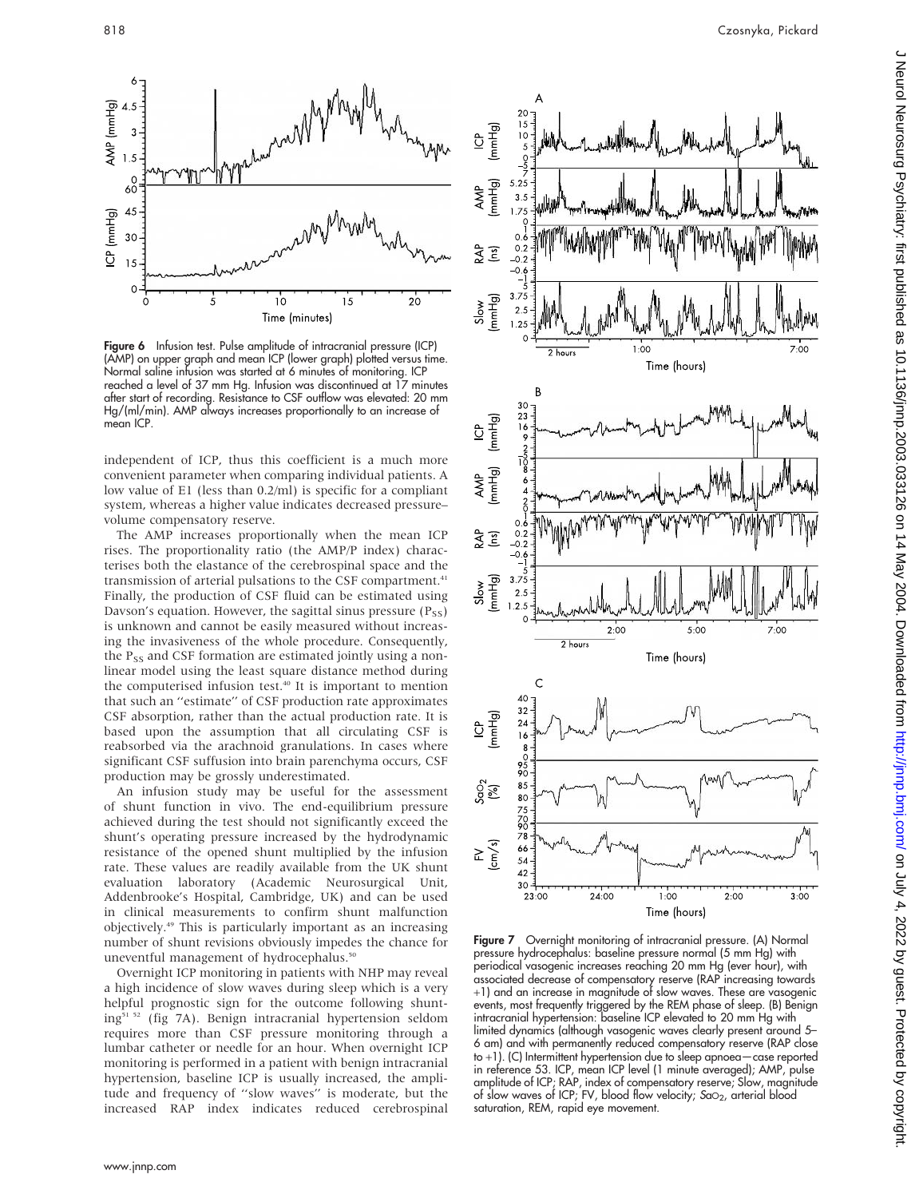**Figure 6** Infusion test. Pulse amplitude of intracranial pressure (ICP) (AMP) on upper graph and mean ICP (lower graph) plotted versus time. Normal saline infusion was started at 6 minutes of monitoring. ICP reached a level of 37 mm Hg. Infusion was discontinued at 17 minutes after start of recording. Resistance to CSF outflow was elevated: 20 mm Hg/(ml/min). AMP always increases proportionally to an increase of mean ICP.

independent of ICP, thus this coefficient is a much more convenient parameter when comparing individual patients. A low value of E1 (less than 0.2/ml) is specific for a compliant system, whereas a higher value indicates decreased pressure–volume compensatory reserve.

The AMP increases proportionally when the mean ICP rises. The proportionality ratio (the AMP/P index) characterises both the elastance of the cerebrospinal space and the transmission of arterial pulsations to the CSF compartment.[41] Finally, the production of CSF fluid can be estimated using Davson's equation. However, the sagittal sinus pressure ($P_{SS}$) is unknown and cannot be easily measured without increasing the invasiveness of the whole procedure. Consequently, the $P_{SS}$ and CSF formation are estimated jointly using a non-linear model using the least square distance method during the computerised infusion test.[40] It is important to mention that such an "estimate" of CSF production rate approximates CSF absorption, rather than the actual production rate. It is based upon the assumption that all circulating CSF is reabsorbed via the arachnoid granulations. In cases where significant CSF suffusion into brain parenchyma occurs, CSF production may be grossly underestimated.

An infusion study may be useful for the assessment of shunt function in vivo. The end-equilibrium pressure achieved during the test should not significantly exceed the shunt's operating pressure increased by the hydrodynamic resistance of the opened shunt multiplied by the infusion rate. These values are readily available from the UK shunt evaluation laboratory (Academic Neurosurgical Unit, Addenbrooke's Hospital, Cambridge, UK) and can be used in clinical measurements to confirm shunt malfunction objectively.[49] This is particularly important as an increasing number of shunt revisions obviously impedes the chance for uneventful management of hydrocephalus.[50]

Overnight ICP monitoring in patients with NHP may reveal a high incidence of slow waves during sleep which is a very helpful prognostic sign for the outcome following shunting[51 52] (fig 7A). Benign intracranial hypertension seldom requires more than CSF pressure monitoring through a lumbar catheter or needle for an hour. When overnight ICP monitoring is performed in a patient with benign intracranial hypertension, baseline ICP is usually increased, the amplitude and frequency of "slow waves" is moderate, but the increased RAP index indicates reduced cerebrospinal

**Figure 7** Overnight monitoring of intracranial pressure. (A) Normal pressure hydrocephalus: baseline pressure normal (5 mm Hg) with periodical vasogenic increases reaching 20 mm Hg (ever hour), with associated decrease of compensatory reserve (RAP increasing towards +1) and an increase in magnitude of slow waves. These are vasogenic events, most frequently triggered by the REM phase of sleep. (B) Benign intracranial hypertension: baseline ICP elevated to 20 mm Hg with limited dynamics (although vasogenic waves clearly present around 5–6 am) and with permanently reduced compensatory reserve (RAP close to +1). (C) Intermittent hypertension due to sleep apnoea—case reported in reference 53. ICP, mean ICP level (1 minute averaged); AMP, pulse amplitude of ICP; RAP, index of compensatory reserve; Slow, magnitude of slow waves of ICP; FV, blood flow velocity; $SaO_2$, arterial blood saturation, REM, rapid eye movement.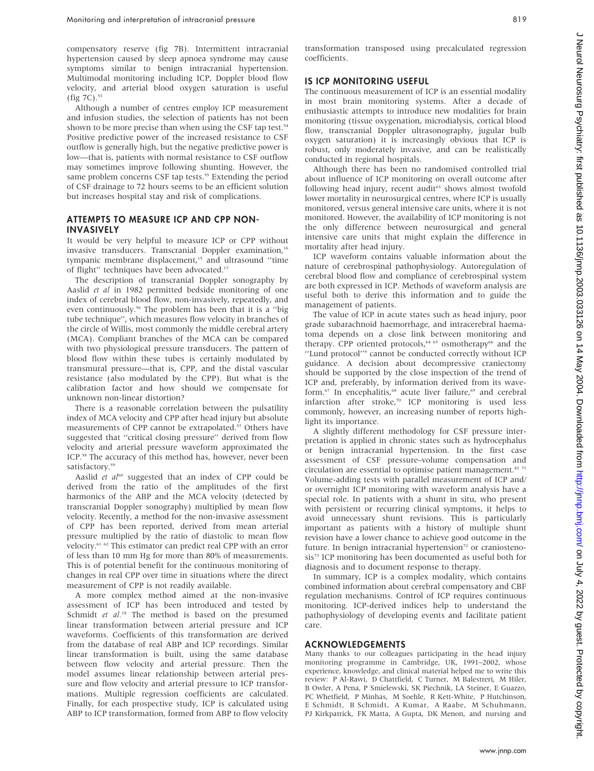compensatory reserve (fig 7B). Intermittent intracranial hypertension caused by sleep apnoea syndrome may cause symptoms similar to benign intracranial hypertension. Multimodal monitoring including ICP, Doppler blood flow velocity, and arterial blood oxygen saturation is useful (fig 7C).[53]

Although a number of centres employ ICP measurement and infusion studies, the selection of patients has not been shown to be more precise than when using the CSF tap test.[54] Positive predictive power of the increased resistance to CSF outflow is generally high, but the negative predictive power is low—that is, patients with normal resistance to CSF outflow may sometimes improve following shunting. However, the same problem concerns CSF tap tests.[55] Extending the period of CSF drainage to 72 hours seems to be an efficient solution but increases hospital stay and risk of complications.

## ATTEMPTS TO MEASURE ICP AND CPP NON-INVASIVELY

It would be very helpful to measure ICP or CPP without invasive transducers. Transcranial Doppler examination,[16] tympanic membrane displacement,[15] and ultrasound "time of flight" techniques have been advocated.[17]

The description of transcranial Doppler sonography by Aaslid *et al* in 1982 permitted bedside monitoring of one index of cerebral blood flow, non-invasively, repeatedly, and even continuously.[56] The problem has been that it is a "big tube technique", which measures flow velocity in branches of the circle of Willis, most commonly the middle cerebral artery (MCA). Compliant branches of the MCA can be compared with two physiological pressure transducers. The pattern of blood flow within these tubes is certainly modulated by transmural pressure—that is, CPP, and the distal vascular resistance (also modulated by the CPP). But what is the calibration factor and how should we compensate for unknown non-linear distortion?

There is a reasonable correlation between the pulsatility index of MCA velocity and CPP after head injury but absolute measurements of CPP cannot be extrapolated.[57] Others have suggested that "critical closing pressure" derived from flow velocity and arterial pressure waveform approximated the ICP.[58] The accuracy of this method has, however, never been satisfactory.[59]

Aaslid *et al*[60] suggested that an index of CPP could be derived from the ratio of the amplitudes of the first harmonics of the ABP and the MCA velocity (detected by transcranial Doppler sonography) multiplied by mean flow velocity. Recently, a method for the non-invasive assessment of CPP has been reported, derived from mean arterial pressure multiplied by the ratio of diastolic to mean flow velocity.[61,62] This estimator can predict real CPP with an error of less than 10 mm Hg for more than 80% of measurements. This is of potential benefit for the continuous monitoring of changes in real CPP over time in situations where the direct measurement of CPP is not readily available.

A more complex method aimed at the non-invasive assessment of ICP has been introduced and tested by Schmidt *et al.*[18] The method is based on the presumed linear transformation between arterial pressure and ICP waveforms. Coefficients of this transformation are derived from the database of real ABP and ICP recordings. Similar linear transformation is built, using the same database between flow velocity and arterial pressure. Then the model assumes linear relationship between arterial pressure and flow velocity and arterial pressure to ICP transformations. Multiple regression coefficients are calculated. Finally, for each prospective study, ICP is calculated using ABP to ICP transformation, formed from ABP to flow velocity transformation transposed using precalculated regression coefficients.

## IS ICP MONITORING USEFUL

The continuous measurement of ICP is an essential modality in most brain monitoring systems. After a decade of enthusiastic attempts to introduce new modalities for brain monitoring (tissue oxygenation, microdialysis, cortical blood flow, transcranial Doppler ultrasonography, jugular bulb oxygen saturation) it is increasingly obvious that ICP is robust, only moderately invasive, and can be realistically conducted in regional hospitals.

Although there has been no randomised controlled trial about influence of ICP monitoring on overall outcome after following head injury, recent audit[63] shows almost twofold lower mortality in neurosurgical centres, where ICP is usually monitored, versus general intensive care units, where it is not monitored. However, the availability of ICP monitoring is not the only difference between neurosurgical and general intensive care units that might explain the difference in mortality after head injury.

ICP waveform contains valuable information about the nature of cerebrospinal pathophysiology. Autoregulation of cerebral blood flow and compliance of cerebrospinal system are both expressed in ICP. Methods of waveform analysis are useful both to derive this information and to guide the management of patients.

The value of ICP in acute states such as head injury, poor grade subarachnoid haemorrhage, and intracerebral haematoma depends on a close link between monitoring and therapy. CPP oriented protocols,[64,65] osmotherapy[66] and the "Lund protocol"[6] cannot be conducted correctly without ICP guidance. A decision about decompressive craniectomy should be supported by the close inspection of the trend of ICP and, preferably, by information derived from its waveform.[67] In encephalitis,[68] acute liver failure,[69] and cerebral infarction after stroke,[70] ICP monitoring is used less commonly, however, an increasing number of reports highlight its importance.

A slightly different methodology for CSF pressure interpretation is applied in chronic states such as hydrocephalus or benign intracranial hypertension. In the first case assessment of CSF pressure–volume compensation and circulation are essential to optimise patient management.[42,71] Volume-adding tests with parallel measurement of ICP and/or overnight ICP monitoring with waveform analysis have a special role. In patients with a shunt in situ, who present with persistent or recurring clinical symptoms, it helps to avoid unnecessary shunt revisions. This is particularly important as patients with a history of multiple shunt revision have a lower chance to achieve good outcome in the future. In benign intracranial hypertension[72] or craniostenosis[73] ICP monitoring has been documented as useful both for diagnosis and to document response to therapy.

In summary, ICP is a complex modality, which contains combined information about cerebral compensatory and CBF regulation mechanisms. Control of ICP requires continuous monitoring. ICP-derived indices help to understand the pathophysiology of developing events and facilitate patient care.

## ACKNOWLEDGEMENTS

Many thanks to our colleagues participating in the head injury monitoring programme in Cambridge, UK, 1991–2002, whose experience, knowledge, and clinical material helped me to write this review: P Al-Rawi, D Chattfield, C Turner, M Balestreri, M Hiler, B Owler, A Pena, P Smielewski, SK Piechnik, LA Steiner, E Guazzo, PC Whetfield, P Minhas, M Soehle, R Kett-White, P Hutchinson, E Schmidt, B Schmidt, A Kumar, A Raabe, M Schuhmann, PJ Kirkpatrick, FK Matta, A Gupta, DK Menon, and nursing and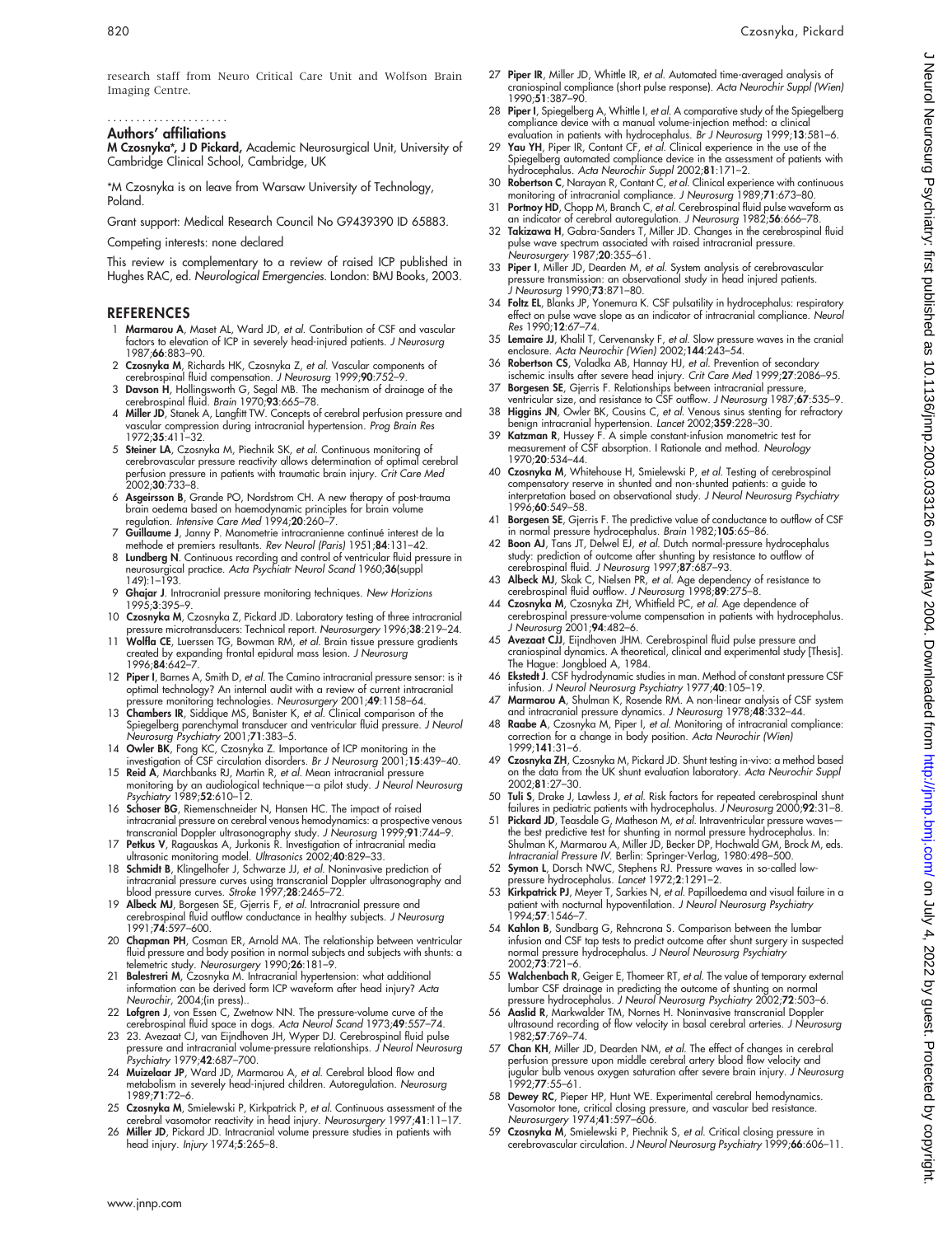research staff from Neuro Critical Care Unit and Wolfson Brain Imaging Centre.

.....................

## Authors' affiliations

**M Czosnyka\*, J D Pickard,** Academic Neurosurgical Unit, University of Cambridge Clinical School, Cambridge, UK

\*M Czosnyka is on leave from Warsaw University of Technology, Poland.

Grant support: Medical Research Council No G9439390 ID 65883.

Competing interests: none declared

This review is complementary to a review of raised ICP published in Hughes RAC, ed. *Neurological Emergencies*. London: BMJ Books, 2003.

## REFERENCES

1. **Marmarou A**, Maset AL, Ward JD, *et al*. Contribution of CSF and vascular factors to elevation of ICP in severely head-injured patients. *J Neurosurg* 1987;**66**:883–90.
2. **Czosnyka M**, Richards HK, Czosnyka Z, *et al*. Vascular components of cerebrospinal fluid compensation. *J Neurosurg* 1999;**90**:752–9.
3. **Davson H**, Hollingsworth G, Segal MB. The mechanism of drainage of the cerebrospinal fluid. *Brain* 1970;**93**:665–78.
4. **Miller JD**, Stanek A, Langfitt TW. Concepts of cerebral perfusion pressure and vascular compression during intracranial hypertension. *Prog Brain Res* 1972;**35**:411–32.
5. **Steiner LA**, Czosnyka M, Piechnik SK, *et al*. Continuous monitoring of cerebrovascular pressure reactivity allows determination of optimal cerebral perfusion pressure in patients with traumatic brain injury. *Crit Care Med* 2002;**30**:733–8.
6. **Asgeirsson B**, Grande PO, Nordstrom CH. A new therapy of post-trauma brain oedema based on haemodynamic principles for brain volume regulation. *Intensive Care Med* 1994;**20**:260–7.
7. **Guillaume J**, Janny P. Manometrie intracranienne continué interest de la methode et premiers resultants. *Rev Neurol (Paris)* 1951;**84**:131–42.
8. **Lundberg N**. Continuous recording and control of ventricular fluid pressure in neurosurgical practice. *Acta Psychiatr Neurol Scand* 1960;**36**(suppl 149):1–193.
9. **Ghajar J**. Intracranial pressure monitoring techniques. *New Horizions* 1995;**3**:395–9.
10. **Czosnyka M**, Czosnyka Z, Pickard JD. Laboratory testing of three intracranial pressure microtransducers: Technical report. *Neurosurgery* 1996;**38**:219–24.
11. **Wolfla CE**, Luerssen TG, Bowman RM, *et al*. Brain tissue pressure gradients created by expanding frontal epidural mass lesion. *J Neurosurg* 1996;**84**:642–7.
12. **Piper I**, Barnes A, Smith D, *et al*. The Camino intracranial pressure sensor: is it optimal technology? An internal audit with a review of current intracranial pressure monitoring technologies. *Neurosurgery* 2001;**49**:1158–64.
13. **Chambers IR**, Siddique MS, Banister K, *et al*. Clinical comparison of the Spiegelberg parenchymal transducer and ventricular fluid pressure. *J Neurol Neurosurg Psychiatry* 2001;**71**:383–5.
14. **Owler BK**, Fong KC, Czosnyka Z. Importance of ICP monitoring in the investigation of CSF circulation disorders. *Br J Neurosurg* 2001;**15**:439–40.
15. **Reid A**, Marchbanks RJ, Martin R, *et al*. Mean intracranial pressure monitoring by an audiological technique—a pilot study. *J Neurol Neurosurg Psychiatry* 1989;**52**:610–12.
16. **Schoser BG**, Riemenschneider N, Hansen HC. The impact of raised intracranial pressure on cerebral venous hemodynamics: a prospective venous transcranial Doppler ultrasonography study. *J Neurosurg* 1999;**91**:744–9.
17. **Petkus V**, Ragauskas A, Jurkonis R. Investigation of intracranial media ultrasonic monitoring model. *Ultrasonics* 2002;**40**:829–33.
18. **Schmidt B**, Klingelhofer J, Schwarze JJ, *et al*. Noninvasive prediction of intracranial pressure curves using transcranial Doppler ultrasonography and blood pressure curves. *Stroke* 1997;**28**:2465–72.
19. **Albeck MJ**, Borgesen SE, Gjerris F, *et al*. Intracranial pressure and cerebrospinal fluid outflow conductance in healthy subjects. *J Neurosurg* 1991;**74**:597–600.
20. **Chapman PH**, Cosman ER, Arnold MA. The relationship between ventricular fluid pressure and body position in normal subjects and subjects with shunts: a telemetric study. *Neurosurgery* 1990;**26**:181–9.
21. **Balestreri M**, Czosnyka M. Intracranial hypertension: what additional information can be derived form ICP waveform after head injury? *Acta Neurochir*, 2004;(in press)..
22. **Lofgren J**, von Essen C, Zwetnow NN. The pressure-volume curve of the cerebrospinal fluid space in dogs. *Acta Neurol Scand* 1973;**49**:557–74.
23. 23. Avezaat CJ, van Eijndhoven JH, Wyper DJ. Cerebrospinal fluid pulse pressure and intracranial volume-pressure relationships. *J Neurol Neurosurg Psychiatry* 1979;**42**:687–700.
24. **Muizelaar JP**, Ward JD, Marmarou A, *et al*. Cerebral blood flow and metabolism in severely head-injured children. Autoregulation. *Neurosurg* 1989;**71**:72–6.
25. **Czosnyka M**, Smielewski P, Kirkpatrick P, *et al*. Continuous assessment of the cerebral vasomotor reactivity in head injury. *Neurosurgery* 1997;**41**:11–17.
26. **Miller JD**, Pickard JD. Intracranial volume pressure studies in patients with head injury. *Injury* 1974;**5**:265–8.
27. **Piper IR**, Miller JD, Whittle IR, *et al*. Automated time-averaged analysis of craniospinal compliance (short pulse response). *Acta Neurochir Suppl (Wien)* 1990;**51**:387–90.
28. **Piper I**, Spiegelberg A, Whittle I, *et al*. A comparative study of the Spiegelberg compliance device with a manual volume-injection method: a clinical evaluation in patients with hydrocephalus. *Br J Neurosurg* 1999;**13**:581–6.
29. **Yau YH**, Piper IR, Contant CF, *et al*. Clinical experience in the use of the Spiegelberg automated compliance device in the assessment of patients with hydrocephalus. *Acta Neurochir Suppl* 2002;**81**:171–2.
30. **Robertson C**, Narayan R, Contant C, *et al*. Clinical experience with continuous monitoring of intracranial compliance. *J Neurosurg* 1989;**71**:673–80.
31. **Portnoy HD**, Chopp M, Branch C, *et al*. Cerebrospinal fluid pulse waveform as an indicator of cerebral autoregulation. *J Neurosurg* 1982;**56**:666–78.
32. **Takizawa H**, Gabra-Sanders T, Miller JD. Changes in the cerebrospinal fluid pulse wave spectrum associated with raised intracranial pressure. *Neurosurgery* 1987;**20**:355–61.
33. **Piper I**, Miller JD, Dearden M, *et al*. System analysis of cerebrovascular pressure transmission: an observational study in head injured patients. *J Neurosurg* 1990;**73**:871–80.
34. **Foltz EL**, Blanks JP, Yonemura K. CSF pulsatility in hydrocephalus: respiratory effect on pulse wave slope as an indicator of intracranial compliance. *Neurol Res* 1990;**12**:67–74.
35. **Lemaire JJ**, Khalil T, Cervenansky F, *et al*. Slow pressure waves in the cranial enclosure. *Acta Neurochir (Wien)* 2002;**144**:243–54.
36. **Robertson CS**, Valadka AB, Hannay HJ, *et al*. Prevention of secondary ischemic insults after severe head injury. *Crit Care Med* 1999;**27**:2086–95.
37. **Borgesen SE**, Gjerris F. Relationships between intracranial pressure, ventricular size, and resistance to CSF outflow. *J Neurosurg* 1987;**67**:535–9.
38. **Higgins JN**, Owler BK, Cousins C, *et al*. Venous sinus stenting for refractory benign intracranial hypertension. *Lancet* 2002;**359**:228–30.
39. **Katzman R**, Hussey F. A simple constant-infusion manometric test for measurement of CSF absorption. I Rationale and method. *Neurology* 1970;**20**:534–44.
40. **Czosnyka M**, Whitehouse H, Smielewski P, *et al*. Testing of cerebrospinal compensatory reserve in shunted and non-shunted patients: a guide to interpretation based on observational study. *J Neurol Neurosurg Psychiatry* 1996;**60**:549–58.
41. **Borgesen SE**, Gjerris F. The predictive value of conductance to outflow of CSF in normal pressure hydrocephalus. *Brain* 1982;**105**:65–86.
42. **Boon AJ**, Tans JT, Delwel EJ, *et al*. Dutch normal-pressure hydrocephalus study: prediction of outcome after shunting by resistance to outflow of cerebrospinal fluid. *J Neurosurg* 1997;**87**:687–93.
43. **Albeck MJ**, Skak C, Nielsen PR, *et al*. Age dependency of resistance to cerebrospinal fluid outflow. *J Neurosurg* 1998;**89**:275–8.
44. **Czosnyka M**, Czosnyka ZH, Whitfield PC, *et al*. Age dependence of cerebrospinal pressure-volume compensation in patients with hydrocephalus. *J Neurosurg* 2001;**94**:482–6.
45. **Avezaat CJJ**, Eijndhoven JHM. Cerebrospinal fluid pulse pressure and craniospinal dynamics. A theoretical, clinical and experimental study [Thesis]. The Hague: Jongbloed A, 1984.
46. **Ekstedt J**. CSF hydrodynamic studies in man. Method of constant pressure CSF infusion. *J Neurol Neurosurg Psychiatry* 1977;**40**:105–19.
47. **Marmarou A**, Shulman K, Rosende RM. A non-linear analysis of CSF system and intracranial pressure dynamics. *J Neurosurg* 1978;**48**:332–44.
48. **Raabe A**, Czosnyka M, Piper I, *et al*. Monitoring of intracranial compliance: correction for a change in body position. *Acta Neurochir (Wien)* 1999;**141**:31–6.
49. **Czosnyka ZH**, Czosnyka M, Pickard JD. Shunt testing in-vivo: a method based on the data from the UK shunt evaluation laboratory. *Acta Neurochir Suppl* 2002;**81**:27–30.
50. **Tuli S**, Drake J, Lawless J, *et al*. Risk factors for repeated cerebrospinal shunt failures in pediatric patients with hydrocephalus. *J Neurosurg* 2000;**92**:31–8.
51. **Pickard JD**, Teasdale G, Matheson M, *et al*. Intraventricular pressure waves—the best predictive test for shunting in normal pressure hydrocephalus. In: Shulman K, Marmarou A, Miller JD, Becker DP, Hochwald GM, Brock M, eds. *Intracranial Pressure IV*. Berlin: Springer-Verlag, 1980:498–500.
52. **Symon L**, Dorsch NWC, Stephens RJ. Pressure waves in so-called low-pressure hydrocephalus. *Lancet* 1972;**2**:1291–2.
53. **Kirkpatrick PJ**, Meyer T, Sarkies N, *et al*. Papilloedema and visual failure in a patient with nocturnal hypoventilation. *J Neurol Neurosurg Psychiatry* 1994;**57**:1546–7.
54. **Kahlon B**, Sundbarg G, Rehncrona S. Comparison between the lumbar infusion and CSF tap tests to predict outcome after shunt surgery in suspected normal pressure hydrocephalus. *J Neurol Neurosurg Psychiatry* 2002;**73**:721–6.
55. **Walchenbach R**, Geiger E, Thomeer RT, *et al*. The value of temporary external lumbar CSF drainage in predicting the outcome of shunting on normal pressure hydrocephalus. *J Neurol Neurosurg Psychiatry* 2002;**72**:503–6.
56. **Aaslid R**, Markwalder TM, Nornes H. Noninvasive transcranial Doppler ultrasound recording of flow velocity in basal cerebral arteries. *J Neurosurg* 1982;**57**:769–74.
57. **Chan KH**, Miller JD, Dearden NM, *et al*. The effect of changes in cerebral perfusion pressure upon middle cerebral artery blood flow velocity and jugular bulb venous oxygen saturation after severe brain injury. *J Neurosurg* 1992;**77**:55–61.
58. **Dewey RC**, Pieper HP, Hunt WE. Experimental cerebral hemodynamics. Vasomotor tone, critical closing pressure, and vascular bed resistance. *Neurosurgery* 1974;**41**:597–606.
59. **Czosnyka M**, Smielewski P, Piechnik S, *et al*. Critical closing pressure in cerebrovascular circulation. *J Neurol Neurosurg Psychiatry* 1999;**66**:606–11.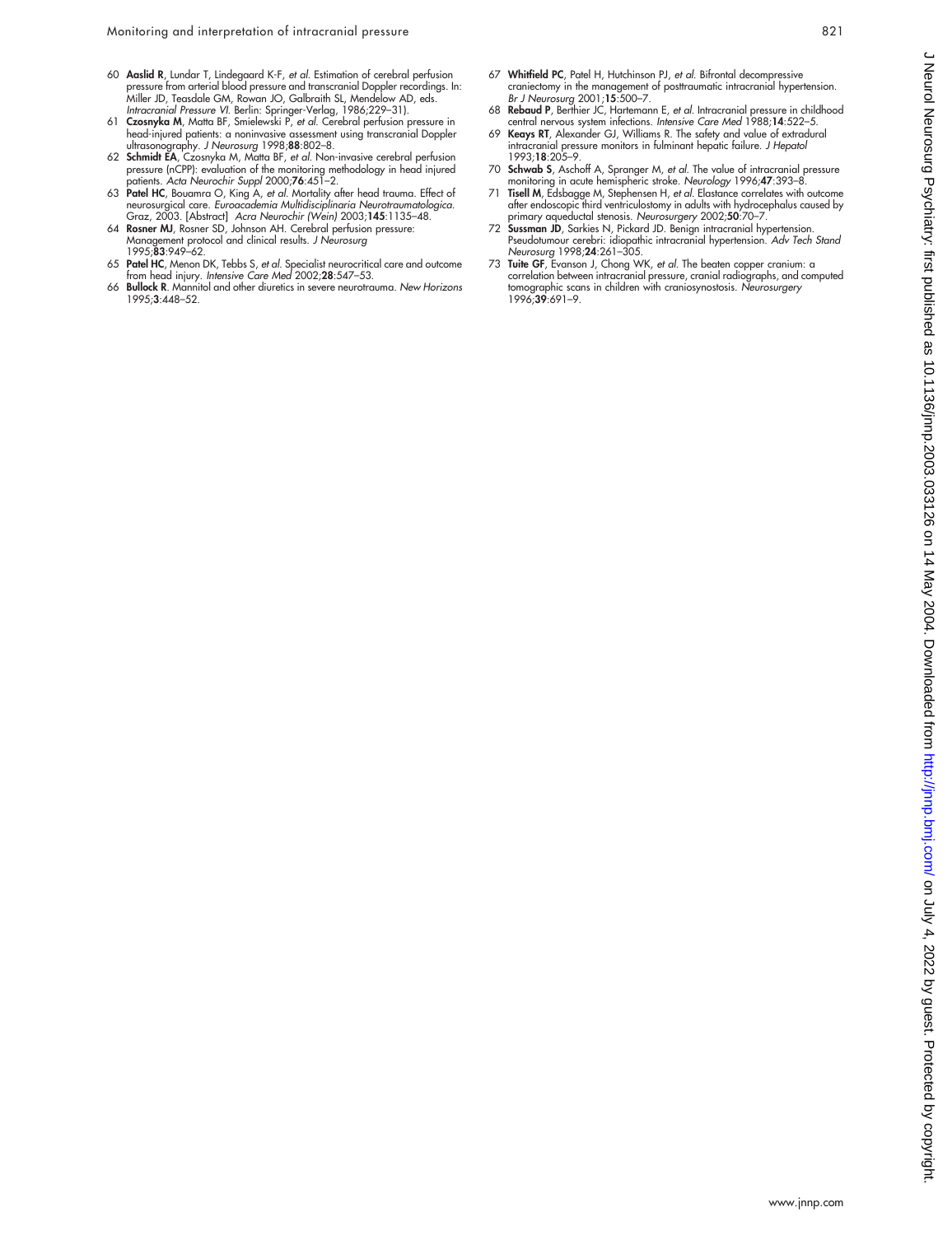60 **Aaslid R**, Lundar T, Lindegaard K-F, *et al*. Estimation of cerebral perfusion pressure from arterial blood pressure and transcranial Doppler recordings. In: Miller JD, Teasdale GM, Rowan JO, Galbraith SL, Mendelow AD, eds. *Intracranial Pressure VI*. Berlin: Springer-Verlag, 1986;229–31).

61 **Czosnyka M**, Matta BF, Smielewski P, *et al*. Cerebral perfusion pressure in head-injured patients: a noninvasive assessment using transcranial Doppler ultrasonography. *J Neurosurg* 1998;**88**:802–8.

62 **Schmidt EA**, Czosnyka M, Matta BF, *et al*. Non-invasive cerebral perfusion pressure (nCPP): evaluation of the monitoring methodology in head injured patients. *Acta Neurochir Suppl* 2000;**76**:451–2.

63 **Patel HC**, Bouamra O, King A, *et al*. Mortality after head trauma. Effect of neurosurgical care. *Euroacademia Multidisciplinaria Neurotraumatologica*. Graz, 2003. [Abstract] *Acra Neurochir (Wein)* 2003;**145**:1135–48.

64 **Rosner MJ**, Rosner SD, Johnson AH. Cerebral perfusion pressure: Management protocol and clinical results. *J Neurosurg* 1995;**83**:949–62.

65 **Patel HC**, Menon DK, Tebbs S, *et al*. Specialist neurocritical care and outcome from head injury. *Intensive Care Med* 2002;**28**:547–53.

66 **Bullock R**. Mannitol and other diuretics in severe neurotrauma. *New Horizons* 1995;**3**:448–52.

67 **Whitfield PC**, Patel H, Hutchinson PJ, *et al*. Bifrontal decompressive craniectomy in the management of posttraumatic intracranial hypertension. *Br J Neurosurg* 2001;**15**:500–7.

68 **Rebaud P**, Berthier JC, Hartemann E, *et al*. Intracranial pressure in childhood central nervous system infections. *Intensive Care Med* 1988;**14**:522–5.

69 **Keays RT**, Alexander GJ, Williams R. The safety and value of extradural intracranial pressure monitors in fulminant hepatic failure. *J Hepatol* 1993;**18**:205–9.

70 **Schwab S**, Aschoff A, Spranger M, *et al*. The value of intracranial pressure monitoring in acute hemispheric stroke. *Neurology* 1996;**47**:393–8.

71 **Tisell M**, Edsbagge M, Stephensen H, *et al*. Elastance correlates with outcome after endoscopic third ventriculostomy in adults with hydrocephalus caused by primary aqueductal stenosis. *Neurosurgery* 2002;**50**:70–7.

72 **Sussman JD**, Sarkies N, Pickard JD. Benign intracranial hypertension. Pseudotumour cerebri: idiopathic intracranial hypertension. *Adv Tech Stand Neurosurg* 1998;**24**:261–305.

73 **Tuite GF**, Evanson J, Chong WK, *et al*. The beaten copper cranium: a correlation between intracranial pressure, cranial radiographs, and computed tomographic scans in children with craniosynostosis. *Neurosurgery* 1996;**39**:691–9.